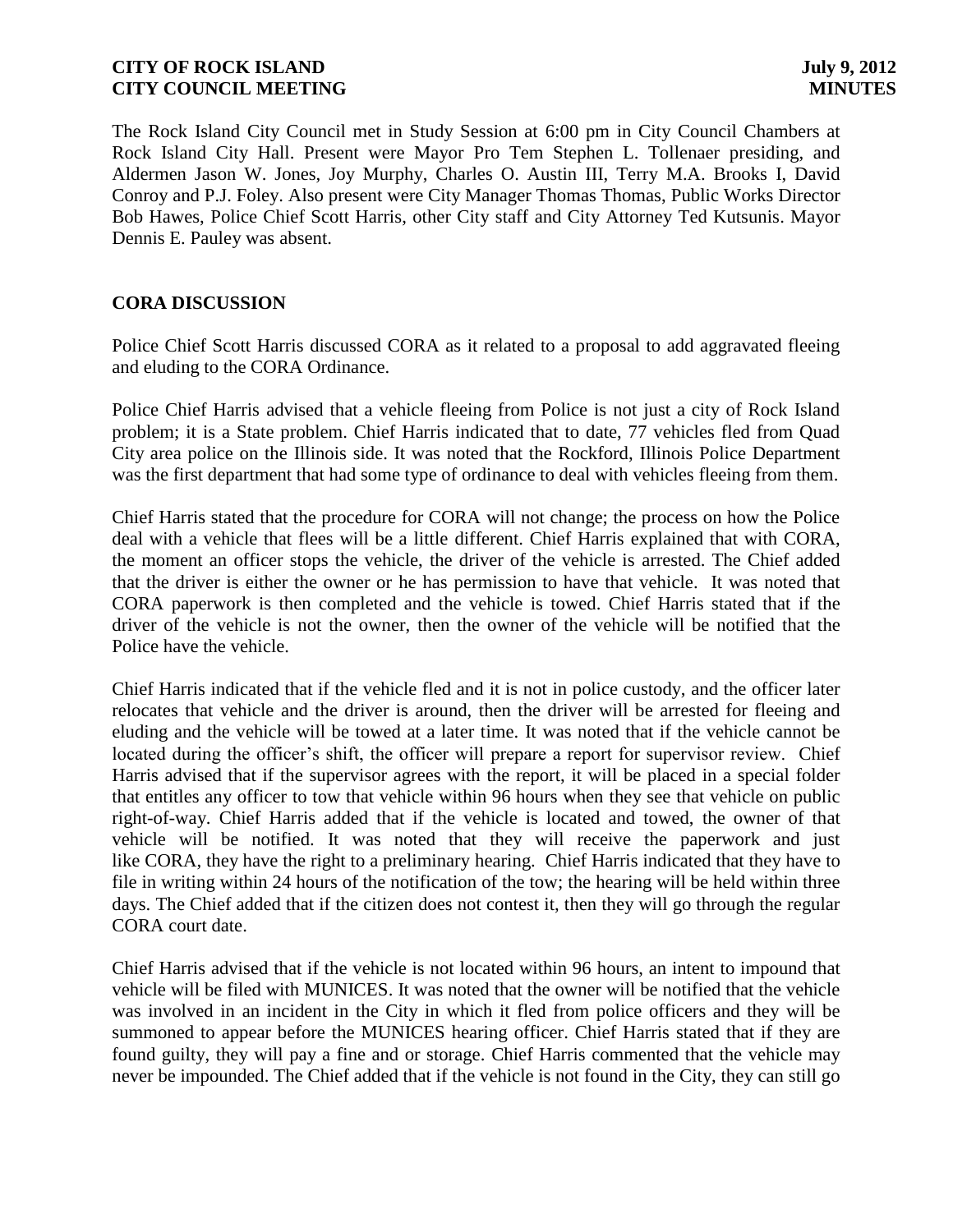The Rock Island City Council met in Study Session at 6:00 pm in City Council Chambers at Rock Island City Hall. Present were Mayor Pro Tem Stephen L. Tollenaer presiding, and Aldermen Jason W. Jones, Joy Murphy, Charles O. Austin III, Terry M.A. Brooks I, David Conroy and P.J. Foley. Also present were City Manager Thomas Thomas, Public Works Director Bob Hawes, Police Chief Scott Harris, other City staff and City Attorney Ted Kutsunis. Mayor Dennis E. Pauley was absent.

## CORA DISCUSSION

Police Chief Scott Harris discussed CORA as it related to a proposal to add aggravated fleeing and eluding to the CORA Ordinance.

Police Chief Harris advised that a vehicle fleeing from Police is not just a city of Rock Island problem; it is a State problem. Chief Harris indicated that to date, 77 vehicles fled from Quad City area police on the Illinois side. It was noted that the Rockford, Illinois Police Department was the first department that had some type of ordinance to deal with vehicles fleeing from them.

Chief Harris stated that the procedure for CORA will not change; the process on how the Police deal with a vehicle that flees will be a little different. Chief Harris explained that with CORA, the moment an officer stops the vehicle, the driver of the vehicle is arrested. The Chief added that the driver is either the owner or he has permission to have that vehicle. It was noted that CORA paperwork is then completed and the vehicle is towed. Chief Harris stated that if the driver of the vehicle is not the owner, then the owner of the vehicle will be notified that the Police have the vehicle.

Chief Harris indicated that if the vehicle fled and it is not in police custody, and the officer later relocates that vehicle and the driver is around, then the driver will be arrested for fleeing and eluding and the vehicle will be towed at a later time. It was noted that if the vehicle cannot be located during the officer's shift, the officer will prepare a report for supervisor review. Chief Harris advised that if the supervisor agrees with the report, it will be placed in a special folder that entitles any officer to tow that vehicle within 96 hours when they see that vehicle on public right-of-way. Chief Harris added that if the vehicle is located and towed, the owner of that vehicle will be notified. It was noted that they will receive the paperwork and just like CORA, they have the right to a preliminary hearing. Chief Harris indicated that they have to file in writing within 24 hours of the notification of the tow; the hearing will be held within three days. The Chief added that if the citizen does not contest it, then they will go through the regular CORA court date.

Chief Harris advised that if the vehicle is not located within 96 hours, an intent to impound that vehicle will be filed with MUNICES. It was noted that the owner will be notified that the vehicle was involved in an incident in the City in which it fled from police officers and they will be summoned to appear before the MUNICES hearing officer. Chief Harris stated that if they are found guilty, they will pay a fine and or storage. Chief Harris commented that the vehicle may never be impounded. The Chief added that if the vehicle is not found in the City, they can still go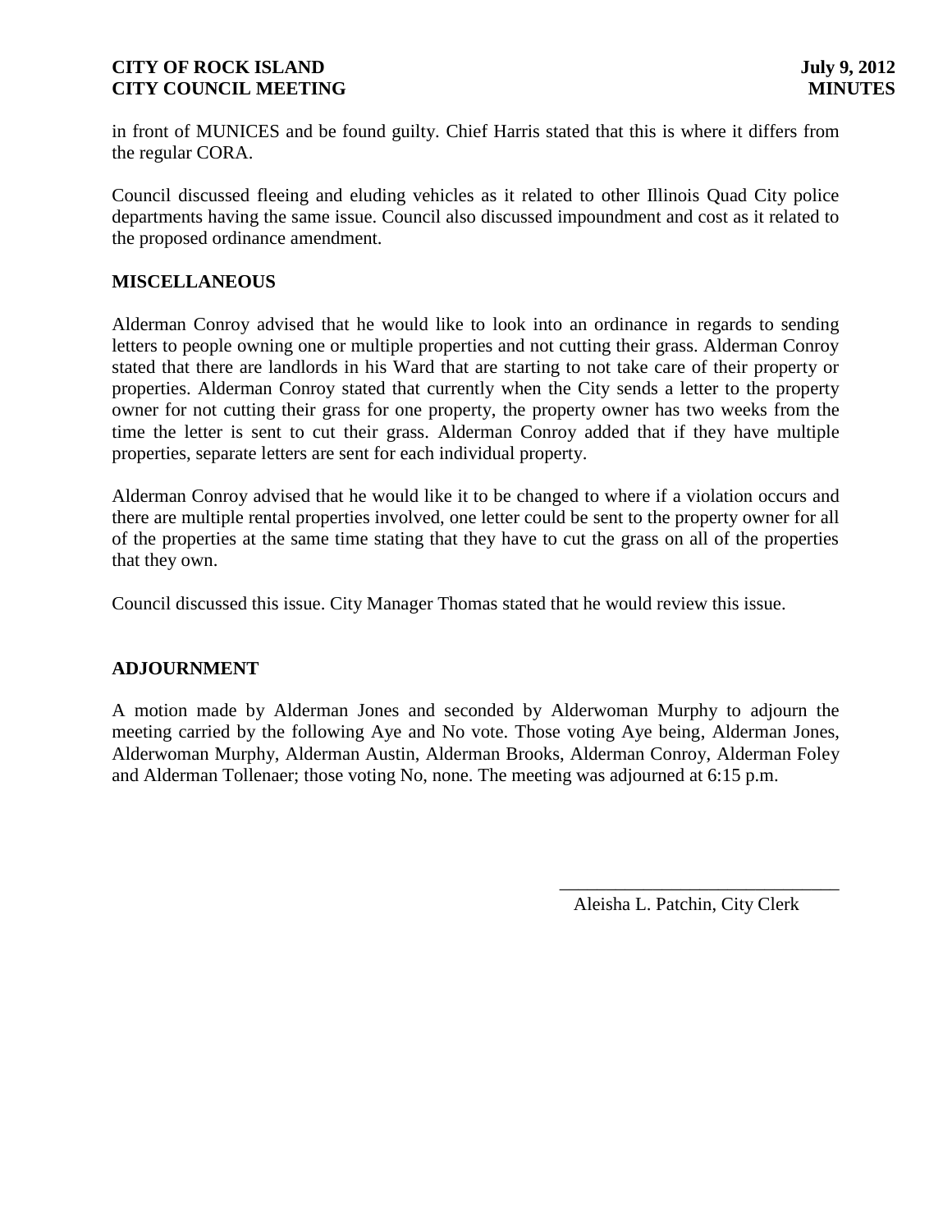in front of MUNICES and be found guilty. Chief Harris stated that this is where it differs from the regular CORA.

Council discussed fleeing and eluding vehicles as it related to other Illinois Quad City police departments having the same issue. Council also discussed impoundment and cost as it related to the proposed ordinance amendment.

**MISCELLANEOUS**

Alderman Conroy advised that he would like to look into an ordinance in regards to sending letters to people owning one or multiple properties and not cutting their grass. Alderman Conroy stated that there are landlords in his Ward that are starting to not take care of their property or properties. Alderman Conroy stated that currently when the City sends a letter to the property owner for not cutting their grass for one property, the property owner has two weeks from the time the letter is sent to cut their grass. Alderman Conroy added that if they have multiple properties, separate letters are sent for each individual property.

Alderman Conroy advised that he would like it to be changed to where if a violation occurs and there are multiple rental properties involved, one letter could be sent to the property owner for all of the properties at the same time stating that they have to cut the grass on all of the properties that they own.

Council discussed this issue. City Manager Thomas stated that he would review this issue.

**ADJOURNMENT**

A motion made by Alderman Jones and seconded by Alderwoman Murphy to adjourn the meeting carried by the following Aye and No vote. Those voting Aye being, Alderman Jones, Alderwoman Murphy, Alderman Austin, Alderman Brooks, Alderman Conroy, Alderman Foley and Alderman Tollenaer; those voting No, none. The meeting was adjourned at 6:15 p.m.

\_\_\_\_\_\_\_\_\_\_\_\_\_\_\_\_\_\_\_\_\_\_\_\_\_\_\_\_\_\_

Aleisha L. Patchin, City Clerk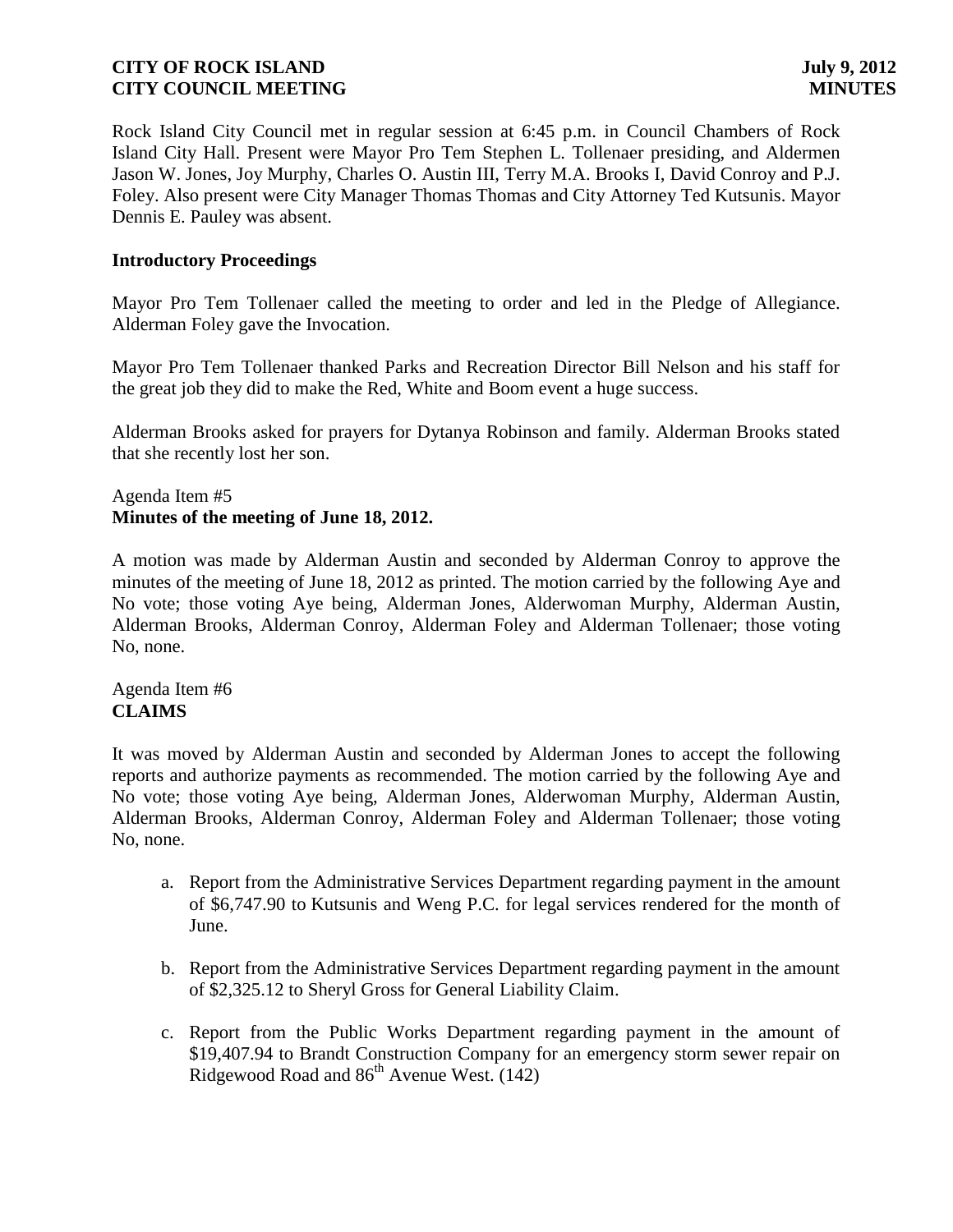Rock Island City Council met in regular session at 6:45 p.m. in Council Chambers of Rock Island City Hall. Present were Mayor Pro Tem Stephen L. Tollenaer presiding, and Aldermen Jason W. Jones, Joy Murphy, Charles O. Austin III, Terry M.A. Brooks I, David Conroy and P.J. Foley. Also present were City Manager Thomas Thomas and City Attorney Ted Kutsunis. Mayor Dennis E. Pauley was absent.

**Introductory Proceedings**

Mayor Pro Tem Tollenaer called the meeting to order and led in the Pledge of Allegiance. Alderman Foley gave the Invocation.

Mayor Pro Tem Tollenaer thanked Parks and Recreation Director Bill Nelson and his staff for the great job they did to make the Red, White and Boom event a huge success.

Alderman Brooks asked for prayers for Dytanya Robinson and family. Alderman Brooks stated that she recently lost her son.

Agenda Item #5
**Minutes of the meeting of June 18, 2012.**

A motion was made by Alderman Austin and seconded by Alderman Conroy to approve the minutes of the meeting of June 18, 2012 as printed. The motion carried by the following Aye and No vote; those voting Aye being, Alderman Jones, Alderwoman Murphy, Alderman Austin, Alderman Brooks, Alderman Conroy, Alderman Foley and Alderman Tollenaer; those voting No, none.

Agenda Item #6
**CLAIMS**

It was moved by Alderman Austin and seconded by Alderman Jones to accept the following reports and authorize payments as recommended. The motion carried by the following Aye and No vote; those voting Aye being, Alderman Jones, Alderwoman Murphy, Alderman Austin, Alderman Brooks, Alderman Conroy, Alderman Foley and Alderman Tollenaer; those voting No, none.

a. Report from the Administrative Services Department regarding payment in the amount of $6,747.90 to Kutsunis and Weng P.C. for legal services rendered for the month of June.

b. Report from the Administrative Services Department regarding payment in the amount of $2,325.12 to Sheryl Gross for General Liability Claim.

c. Report from the Public Works Department regarding payment in the amount of $19,407.94 to Brandt Construction Company for an emergency storm sewer repair on Ridgewood Road and 86th Avenue West. (142)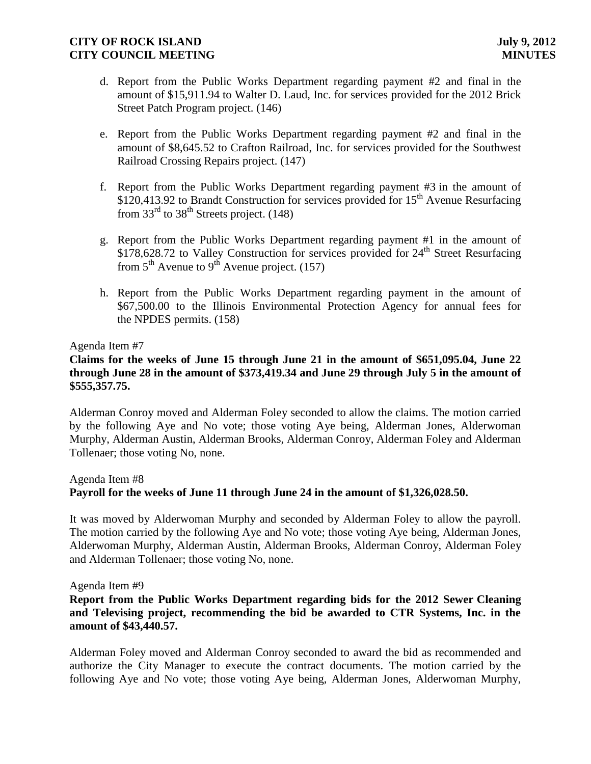d. Report from the Public Works Department regarding payment #2 and final in the amount of $15,911.94 to Walter D. Laud, Inc. for services provided for the 2012 Brick Street Patch Program project. (146)

e. Report from the Public Works Department regarding payment #2 and final in the amount of $8,645.52 to Crafton Railroad, Inc. for services provided for the Southwest Railroad Crossing Repairs project. (147)

f. Report from the Public Works Department regarding payment #3 in the amount of $120,413.92 to Brandt Construction for services provided for 15th Avenue Resurfacing from 33rd to 38th Streets project. (148)

g. Report from the Public Works Department regarding payment #1 in the amount of $178,628.72 to Valley Construction for services provided for 24th Street Resurfacing from 5th Avenue to 9th Avenue project. (157)

h. Report from the Public Works Department regarding payment in the amount of $67,500.00 to the Illinois Environmental Protection Agency for annual fees for the NPDES permits. (158)

Agenda Item #7

**Claims for the weeks of June 15 through June 21 in the amount of $651,095.04, June 22 through June 28 in the amount of $373,419.34 and June 29 through July 5 in the amount of $555,357.75.**

Alderman Conroy moved and Alderman Foley seconded to allow the claims. The motion carried by the following Aye and No vote; those voting Aye being, Alderman Jones, Alderwoman Murphy, Alderman Austin, Alderman Brooks, Alderman Conroy, Alderman Foley and Alderman Tollenaer; those voting No, none.

Agenda Item #8

**Payroll for the weeks of June 11 through June 24 in the amount of $1,326,028.50.**

It was moved by Alderwoman Murphy and seconded by Alderman Foley to allow the payroll. The motion carried by the following Aye and No vote; those voting Aye being, Alderman Jones, Alderwoman Murphy, Alderman Austin, Alderman Brooks, Alderman Conroy, Alderman Foley and Alderman Tollenaer; those voting No, none.

Agenda Item #9

**Report from the Public Works Department regarding bids for the 2012 Sewer Cleaning and Televising project, recommending the bid be awarded to CTR Systems, Inc. in the amount of $43,440.57.**

Alderman Foley moved and Alderman Conroy seconded to award the bid as recommended and authorize the City Manager to execute the contract documents. The motion carried by the following Aye and No vote; those voting Aye being, Alderman Jones, Alderwoman Murphy,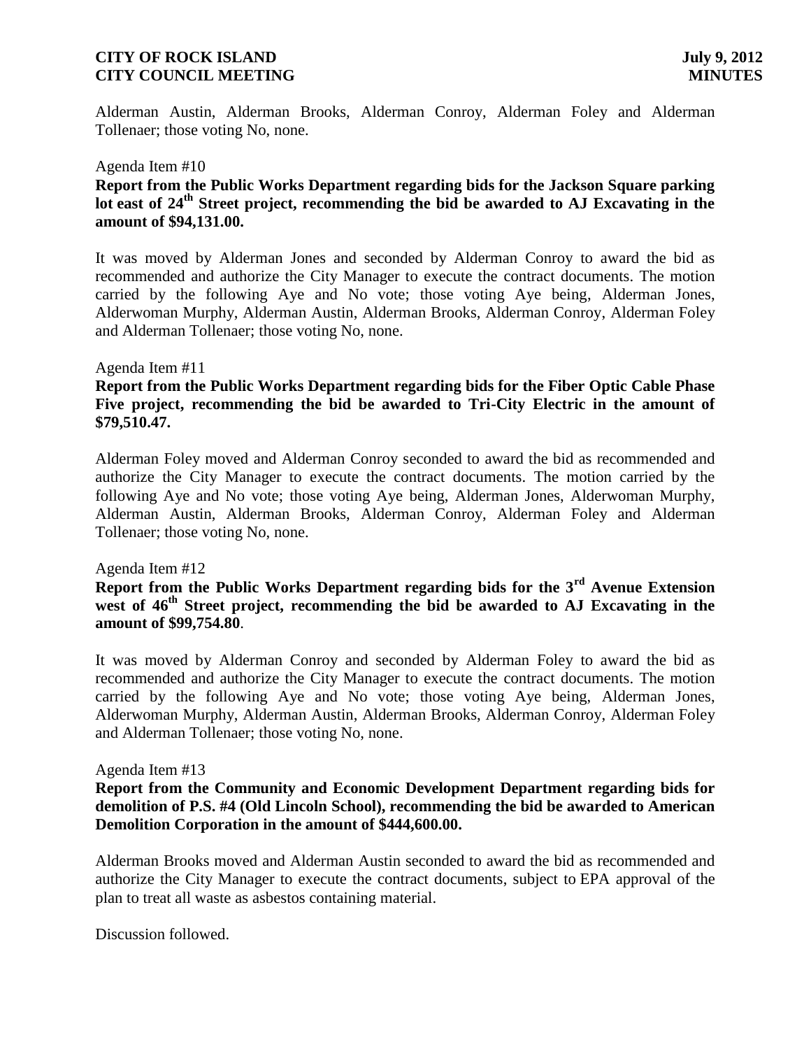Alderman Austin, Alderman Brooks, Alderman Conroy, Alderman Foley and Alderman Tollenaer; those voting No, none.

Agenda Item #10

**Report from the Public Works Department regarding bids for the Jackson Square parking lot east of 24th Street project, recommending the bid be awarded to AJ Excavating in the amount of $94,131.00.**

It was moved by Alderman Jones and seconded by Alderman Conroy to award the bid as recommended and authorize the City Manager to execute the contract documents. The motion carried by the following Aye and No vote; those voting Aye being, Alderman Jones, Alderwoman Murphy, Alderman Austin, Alderman Brooks, Alderman Conroy, Alderman Foley and Alderman Tollenaer; those voting No, none.

Agenda Item #11

**Report from the Public Works Department regarding bids for the Fiber Optic Cable Phase Five project, recommending the bid be awarded to Tri-City Electric in the amount of $79,510.47.**

Alderman Foley moved and Alderman Conroy seconded to award the bid as recommended and authorize the City Manager to execute the contract documents. The motion carried by the following Aye and No vote; those voting Aye being, Alderman Jones, Alderwoman Murphy, Alderman Austin, Alderman Brooks, Alderman Conroy, Alderman Foley and Alderman Tollenaer; those voting No, none.

Agenda Item #12

**Report from the Public Works Department regarding bids for the 3rd Avenue Extension west of 46th Street project, recommending the bid be awarded to AJ Excavating in the amount of $99,754.80**.

It was moved by Alderman Conroy and seconded by Alderman Foley to award the bid as recommended and authorize the City Manager to execute the contract documents. The motion carried by the following Aye and No vote; those voting Aye being, Alderman Jones, Alderwoman Murphy, Alderman Austin, Alderman Brooks, Alderman Conroy, Alderman Foley and Alderman Tollenaer; those voting No, none.

Agenda Item #13

**Report from the Community and Economic Development Department regarding bids for demolition of P.S. #4 (Old Lincoln School), recommending the bid be awarded to American Demolition Corporation in the amount of $444,600.00.**

Alderman Brooks moved and Alderman Austin seconded to award the bid as recommended and authorize the City Manager to execute the contract documents, subject to EPA approval of the plan to treat all waste as asbestos containing material.

Discussion followed.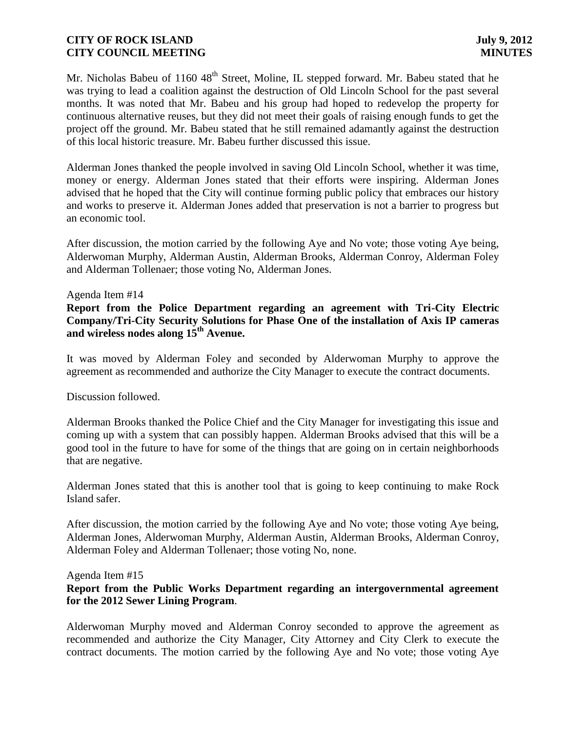Mr. Nicholas Babeu of 1160 48th Street, Moline, IL stepped forward. Mr. Babeu stated that he was trying to lead a coalition against the destruction of Old Lincoln School for the past several months. It was noted that Mr. Babeu and his group had hoped to redevelop the property for continuous alternative reuses, but they did not meet their goals of raising enough funds to get the project off the ground. Mr. Babeu stated that he still remained adamantly against the destruction of this local historic treasure. Mr. Babeu further discussed this issue.

Alderman Jones thanked the people involved in saving Old Lincoln School, whether it was time, money or energy. Alderman Jones stated that their efforts were inspiring. Alderman Jones advised that he hoped that the City will continue forming public policy that embraces our history and works to preserve it. Alderman Jones added that preservation is not a barrier to progress but an economic tool.

After discussion, the motion carried by the following Aye and No vote; those voting Aye being, Alderwoman Murphy, Alderman Austin, Alderman Brooks, Alderman Conroy, Alderman Foley and Alderman Tollenaer; those voting No, Alderman Jones.

Agenda Item #14

**Report from the Police Department regarding an agreement with Tri-City Electric Company/Tri-City Security Solutions for Phase One of the installation of Axis IP cameras and wireless nodes along 15th Avenue.**

It was moved by Alderman Foley and seconded by Alderwoman Murphy to approve the agreement as recommended and authorize the City Manager to execute the contract documents.

Discussion followed.

Alderman Brooks thanked the Police Chief and the City Manager for investigating this issue and coming up with a system that can possibly happen. Alderman Brooks advised that this will be a good tool in the future to have for some of the things that are going on in certain neighborhoods that are negative.

Alderman Jones stated that this is another tool that is going to keep continuing to make Rock Island safer.

After discussion, the motion carried by the following Aye and No vote; those voting Aye being, Alderman Jones, Alderwoman Murphy, Alderman Austin, Alderman Brooks, Alderman Conroy, Alderman Foley and Alderman Tollenaer; those voting No, none.

Agenda Item #15

**Report from the Public Works Department regarding an intergovernmental agreement for the 2012 Sewer Lining Program**.

Alderwoman Murphy moved and Alderman Conroy seconded to approve the agreement as recommended and authorize the City Manager, City Attorney and City Clerk to execute the contract documents. The motion carried by the following Aye and No vote; those voting Aye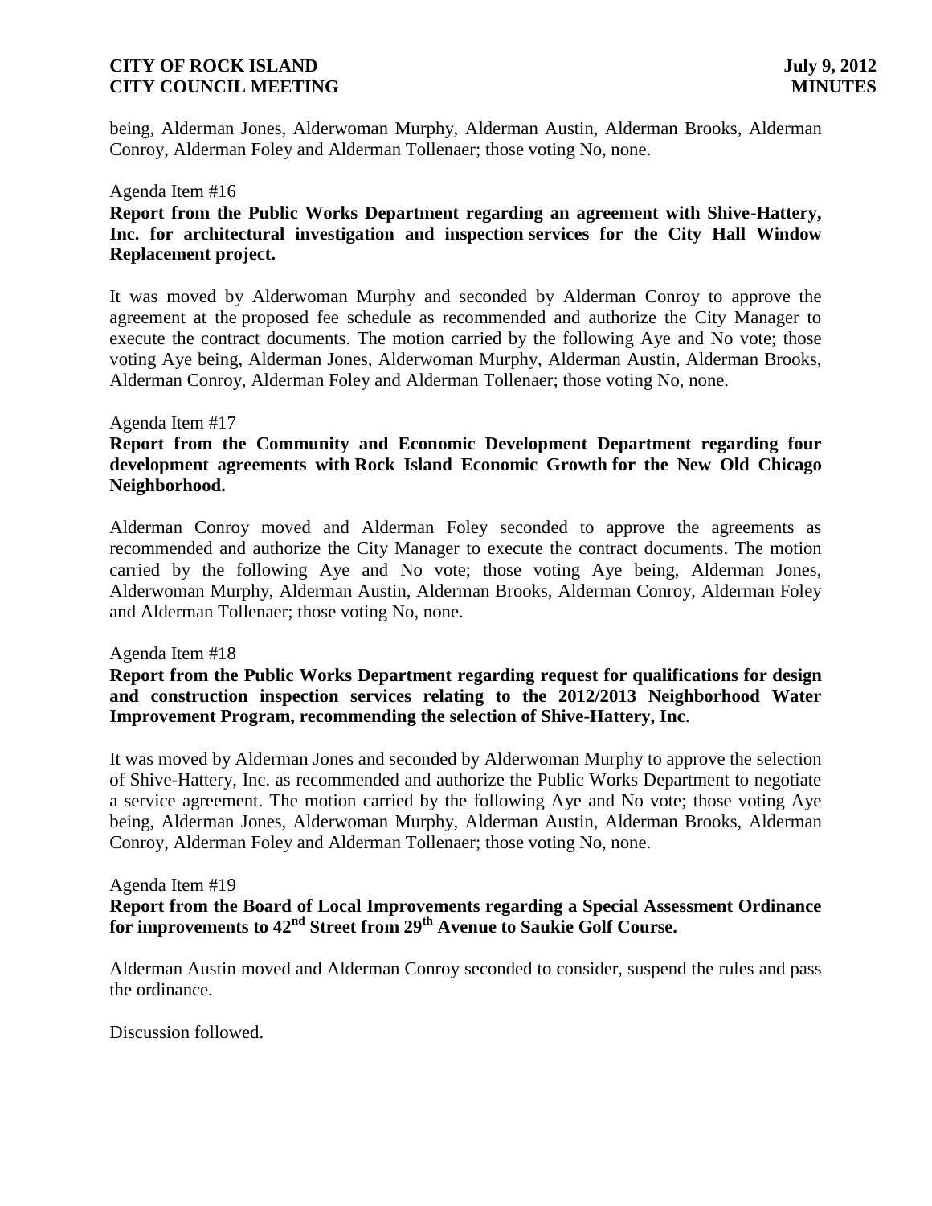being, Alderman Jones, Alderwoman Murphy, Alderman Austin, Alderman Brooks, Alderman Conroy, Alderman Foley and Alderman Tollenaer; those voting No, none.

Agenda Item #16

**Report from the Public Works Department regarding an agreement with Shive-Hattery, Inc. for architectural investigation and inspection services for the City Hall Window Replacement project.**

It was moved by Alderwoman Murphy and seconded by Alderman Conroy to approve the agreement at the proposed fee schedule as recommended and authorize the City Manager to execute the contract documents. The motion carried by the following Aye and No vote; those voting Aye being, Alderman Jones, Alderwoman Murphy, Alderman Austin, Alderman Brooks, Alderman Conroy, Alderman Foley and Alderman Tollenaer; those voting No, none.

Agenda Item #17

**Report from the Community and Economic Development Department regarding four development agreements with Rock Island Economic Growth for the New Old Chicago Neighborhood.**

Alderman Conroy moved and Alderman Foley seconded to approve the agreements as recommended and authorize the City Manager to execute the contract documents. The motion carried by the following Aye and No vote; those voting Aye being, Alderman Jones, Alderwoman Murphy, Alderman Austin, Alderman Brooks, Alderman Conroy, Alderman Foley and Alderman Tollenaer; those voting No, none.

Agenda Item #18

**Report from the Public Works Department regarding request for qualifications for design and construction inspection services relating to the 2012/2013 Neighborhood Water Improvement Program, recommending the selection of Shive-Hattery, Inc.**

It was moved by Alderman Jones and seconded by Alderwoman Murphy to approve the selection of Shive-Hattery, Inc. as recommended and authorize the Public Works Department to negotiate a service agreement. The motion carried by the following Aye and No vote; those voting Aye being, Alderman Jones, Alderwoman Murphy, Alderman Austin, Alderman Brooks, Alderman Conroy, Alderman Foley and Alderman Tollenaer; those voting No, none.

Agenda Item #19

**Report from the Board of Local Improvements regarding a Special Assessment Ordinance for improvements to 42nd Street from 29th Avenue to Saukie Golf Course.**

Alderman Austin moved and Alderman Conroy seconded to consider, suspend the rules and pass the ordinance.

Discussion followed.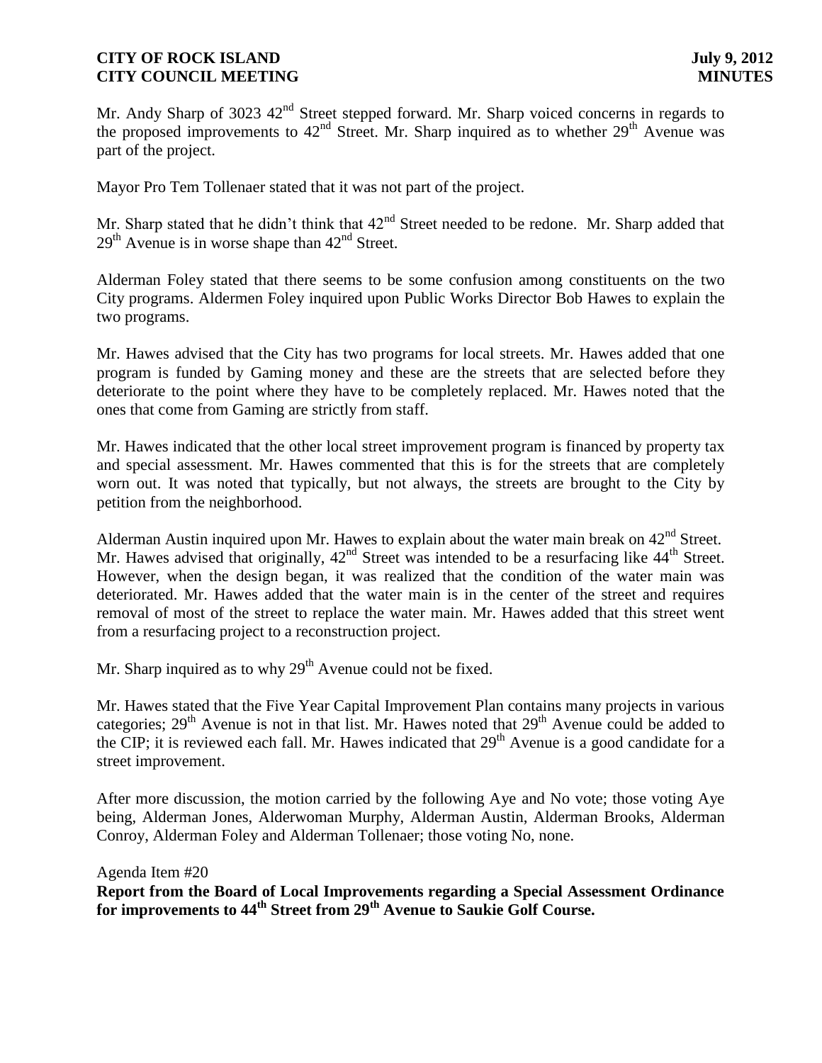Mr. Andy Sharp of 3023 42nd Street stepped forward. Mr. Sharp voiced concerns in regards to the proposed improvements to 42nd Street. Mr. Sharp inquired as to whether 29th Avenue was part of the project.

Mayor Pro Tem Tollenaer stated that it was not part of the project.

Mr. Sharp stated that he didn't think that 42nd Street needed to be redone. Mr. Sharp added that 29th Avenue is in worse shape than 42nd Street.

Alderman Foley stated that there seems to be some confusion among constituents on the two City programs. Aldermen Foley inquired upon Public Works Director Bob Hawes to explain the two programs.

Mr. Hawes advised that the City has two programs for local streets. Mr. Hawes added that one program is funded by Gaming money and these are the streets that are selected before they deteriorate to the point where they have to be completely replaced. Mr. Hawes noted that the ones that come from Gaming are strictly from staff.

Mr. Hawes indicated that the other local street improvement program is financed by property tax and special assessment. Mr. Hawes commented that this is for the streets that are completely worn out. It was noted that typically, but not always, the streets are brought to the City by petition from the neighborhood.

Alderman Austin inquired upon Mr. Hawes to explain about the water main break on 42nd Street. Mr. Hawes advised that originally, 42nd Street was intended to be a resurfacing like 44th Street. However, when the design began, it was realized that the condition of the water main was deteriorated. Mr. Hawes added that the water main is in the center of the street and requires removal of most of the street to replace the water main. Mr. Hawes added that this street went from a resurfacing project to a reconstruction project.

Mr. Sharp inquired as to why 29th Avenue could not be fixed.

Mr. Hawes stated that the Five Year Capital Improvement Plan contains many projects in various categories; 29th Avenue is not in that list. Mr. Hawes noted that 29th Avenue could be added to the CIP; it is reviewed each fall. Mr. Hawes indicated that 29th Avenue is a good candidate for a street improvement.

After more discussion, the motion carried by the following Aye and No vote; those voting Aye being, Alderman Jones, Alderwoman Murphy, Alderman Austin, Alderman Brooks, Alderman Conroy, Alderman Foley and Alderman Tollenaer; those voting No, none.

Agenda Item #20

**Report from the Board of Local Improvements regarding a Special Assessment Ordinance for improvements to 44th Street from 29th Avenue to Saukie Golf Course.**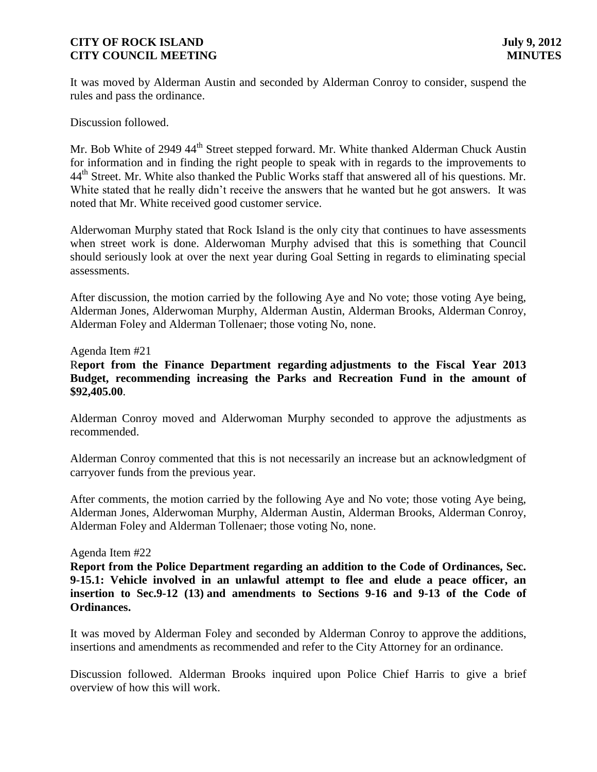It was moved by Alderman Austin and seconded by Alderman Conroy to consider, suspend the rules and pass the ordinance.

Discussion followed.

Mr. Bob White of 2949 44th Street stepped forward. Mr. White thanked Alderman Chuck Austin for information and in finding the right people to speak with in regards to the improvements to 44th Street. Mr. White also thanked the Public Works staff that answered all of his questions. Mr. White stated that he really didn't receive the answers that he wanted but he got answers. It was noted that Mr. White received good customer service.

Alderwoman Murphy stated that Rock Island is the only city that continues to have assessments when street work is done. Alderwoman Murphy advised that this is something that Council should seriously look at over the next year during Goal Setting in regards to eliminating special assessments.

After discussion, the motion carried by the following Aye and No vote; those voting Aye being, Alderman Jones, Alderwoman Murphy, Alderman Austin, Alderman Brooks, Alderman Conroy, Alderman Foley and Alderman Tollenaer; those voting No, none.

Agenda Item #21

**Report from the Finance Department regarding adjustments to the Fiscal Year 2013 Budget, recommending increasing the Parks and Recreation Fund in the amount of $92,405.00**.

Alderman Conroy moved and Alderwoman Murphy seconded to approve the adjustments as recommended.

Alderman Conroy commented that this is not necessarily an increase but an acknowledgment of carryover funds from the previous year.

After comments, the motion carried by the following Aye and No vote; those voting Aye being, Alderman Jones, Alderwoman Murphy, Alderman Austin, Alderman Brooks, Alderman Conroy, Alderman Foley and Alderman Tollenaer; those voting No, none.

Agenda Item #22

**Report from the Police Department regarding an addition to the Code of Ordinances, Sec. 9-15.1: Vehicle involved in an unlawful attempt to flee and elude a peace officer, an insertion to Sec.9-12 (13) and amendments to Sections 9-16 and 9-13 of the Code of Ordinances.**

It was moved by Alderman Foley and seconded by Alderman Conroy to approve the additions, insertions and amendments as recommended and refer to the City Attorney for an ordinance.

Discussion followed. Alderman Brooks inquired upon Police Chief Harris to give a brief overview of how this will work.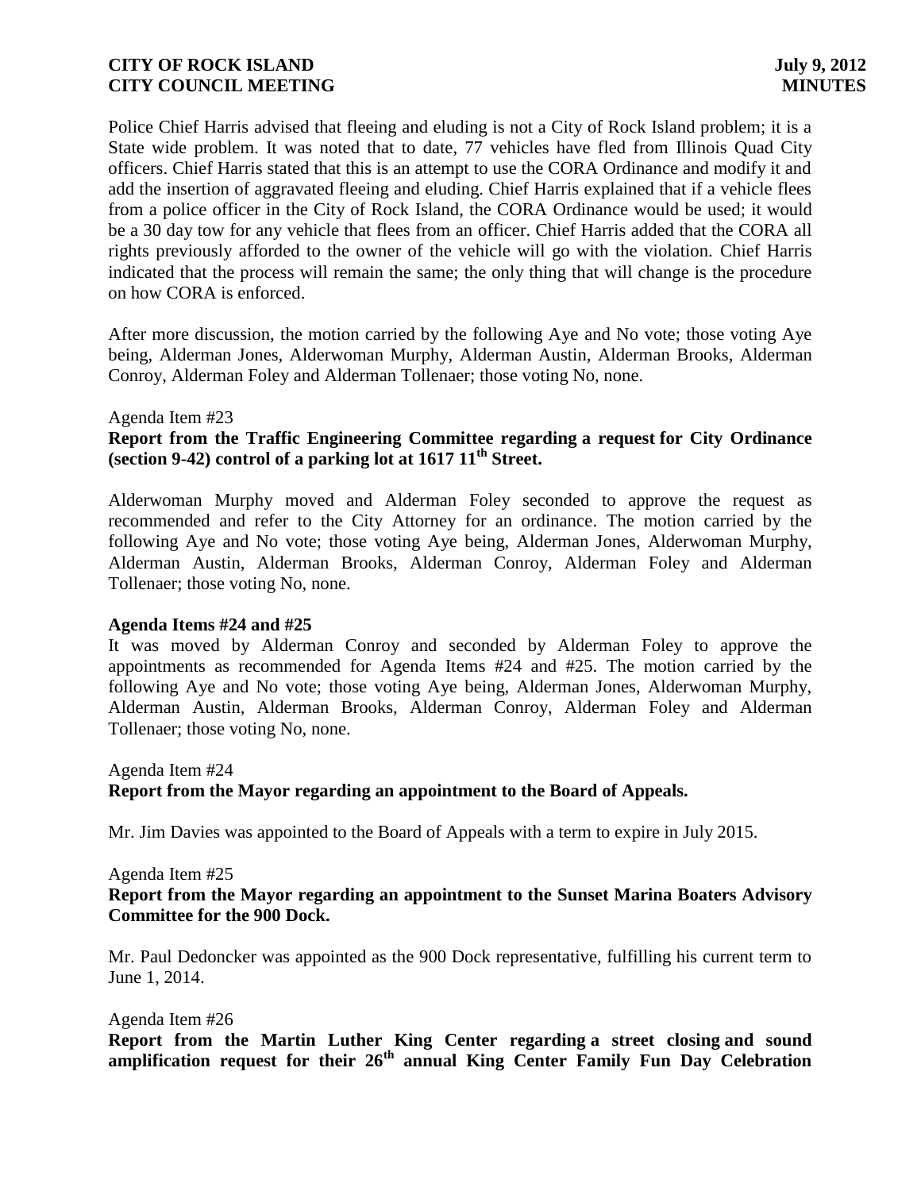Police Chief Harris advised that fleeing and eluding is not a City of Rock Island problem; it is a State wide problem. It was noted that to date, 77 vehicles have fled from Illinois Quad City officers. Chief Harris stated that this is an attempt to use the CORA Ordinance and modify it and add the insertion of aggravated fleeing and eluding. Chief Harris explained that if a vehicle flees from a police officer in the City of Rock Island, the CORA Ordinance would be used; it would be a 30 day tow for any vehicle that flees from an officer. Chief Harris added that the CORA all rights previously afforded to the owner of the vehicle will go with the violation. Chief Harris indicated that the process will remain the same; the only thing that will change is the procedure on how CORA is enforced.

After more discussion, the motion carried by the following Aye and No vote; those voting Aye being, Alderman Jones, Alderwoman Murphy, Alderman Austin, Alderman Brooks, Alderman Conroy, Alderman Foley and Alderman Tollenaer; those voting No, none.

Agenda Item #23

**Report from the Traffic Engineering Committee regarding a request for City Ordinance (section 9-42) control of a parking lot at 1617 11th Street.**

Alderwoman Murphy moved and Alderman Foley seconded to approve the request as recommended and refer to the City Attorney for an ordinance. The motion carried by the following Aye and No vote; those voting Aye being, Alderman Jones, Alderwoman Murphy, Alderman Austin, Alderman Brooks, Alderman Conroy, Alderman Foley and Alderman Tollenaer; those voting No, none.

**Agenda Items #24 and #25**

It was moved by Alderman Conroy and seconded by Alderman Foley to approve the appointments as recommended for Agenda Items #24 and #25. The motion carried by the following Aye and No vote; those voting Aye being, Alderman Jones, Alderwoman Murphy, Alderman Austin, Alderman Brooks, Alderman Conroy, Alderman Foley and Alderman Tollenaer; those voting No, none.

Agenda Item #24

**Report from the Mayor regarding an appointment to the Board of Appeals.**

Mr. Jim Davies was appointed to the Board of Appeals with a term to expire in July 2015.

Agenda Item #25

**Report from the Mayor regarding an appointment to the Sunset Marina Boaters Advisory Committee for the 900 Dock.**

Mr. Paul Dedoncker was appointed as the 900 Dock representative, fulfilling his current term to June 1, 2014.

Agenda Item #26

**Report from the Martin Luther King Center regarding a street closing and sound amplification request for their 26th annual King Center Family Fun Day Celebration**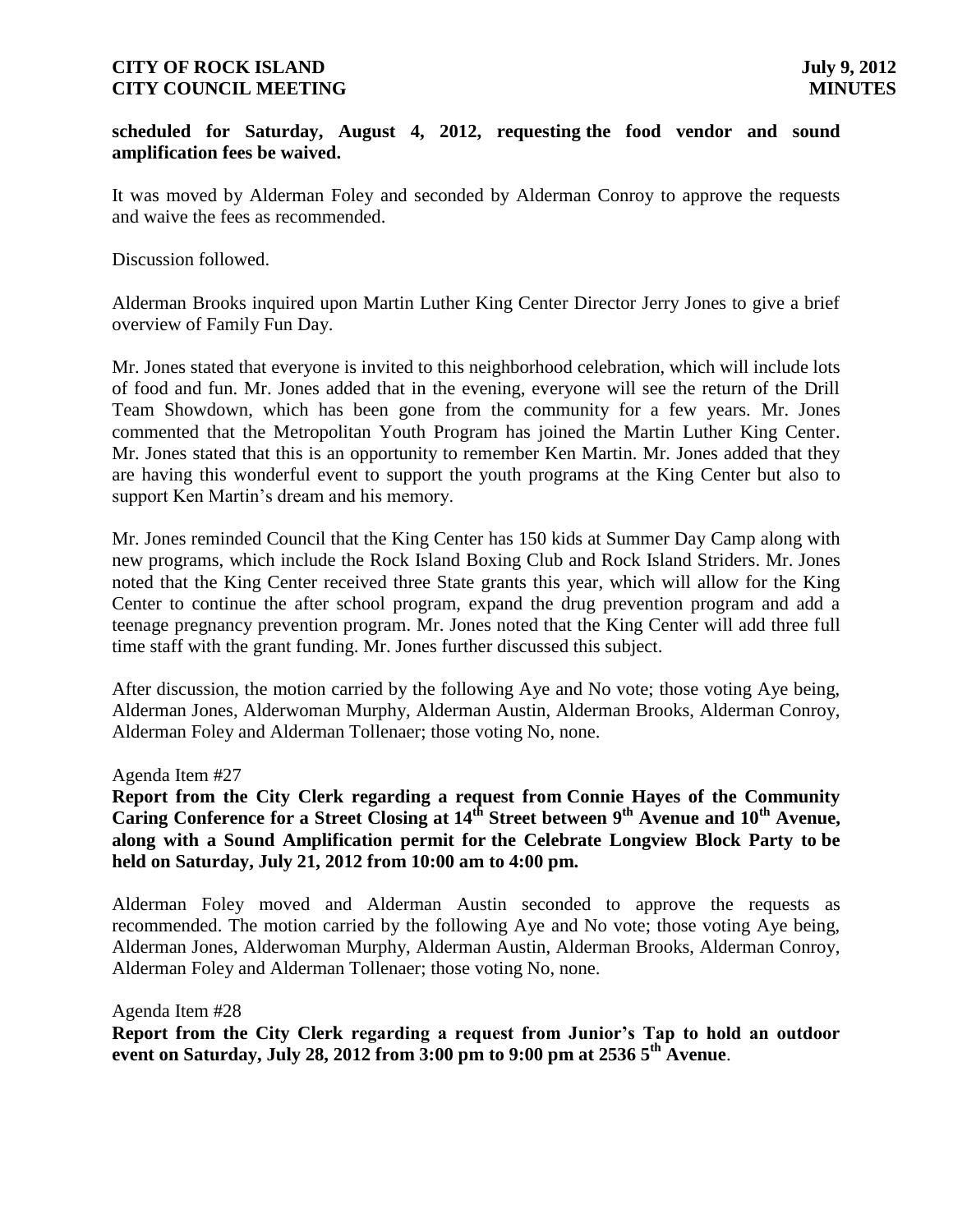**scheduled for Saturday, August 4, 2012, requesting the food vendor and sound amplification fees be waived.**

It was moved by Alderman Foley and seconded by Alderman Conroy to approve the requests and waive the fees as recommended.

Discussion followed.

Alderman Brooks inquired upon Martin Luther King Center Director Jerry Jones to give a brief overview of Family Fun Day.

Mr. Jones stated that everyone is invited to this neighborhood celebration, which will include lots of food and fun. Mr. Jones added that in the evening, everyone will see the return of the Drill Team Showdown, which has been gone from the community for a few years. Mr. Jones commented that the Metropolitan Youth Program has joined the Martin Luther King Center. Mr. Jones stated that this is an opportunity to remember Ken Martin. Mr. Jones added that they are having this wonderful event to support the youth programs at the King Center but also to support Ken Martin's dream and his memory.

Mr. Jones reminded Council that the King Center has 150 kids at Summer Day Camp along with new programs, which include the Rock Island Boxing Club and Rock Island Striders. Mr. Jones noted that the King Center received three State grants this year, which will allow for the King Center to continue the after school program, expand the drug prevention program and add a teenage pregnancy prevention program. Mr. Jones noted that the King Center will add three full time staff with the grant funding. Mr. Jones further discussed this subject.

After discussion, the motion carried by the following Aye and No vote; those voting Aye being, Alderman Jones, Alderwoman Murphy, Alderman Austin, Alderman Brooks, Alderman Conroy, Alderman Foley and Alderman Tollenaer; those voting No, none.

Agenda Item #27

**Report from the City Clerk regarding a request from Connie Hayes of the Community Caring Conference for a Street Closing at 14th Street between 9th Avenue and 10th Avenue, along with a Sound Amplification permit for the Celebrate Longview Block Party to be held on Saturday, July 21, 2012 from 10:00 am to 4:00 pm.**

Alderman Foley moved and Alderman Austin seconded to approve the requests as recommended. The motion carried by the following Aye and No vote; those voting Aye being, Alderman Jones, Alderwoman Murphy, Alderman Austin, Alderman Brooks, Alderman Conroy, Alderman Foley and Alderman Tollenaer; those voting No, none.

Agenda Item #28

**Report from the City Clerk regarding a request from Junior's Tap to hold an outdoor event on Saturday, July 28, 2012 from 3:00 pm to 9:00 pm at 2536 5th Avenue**.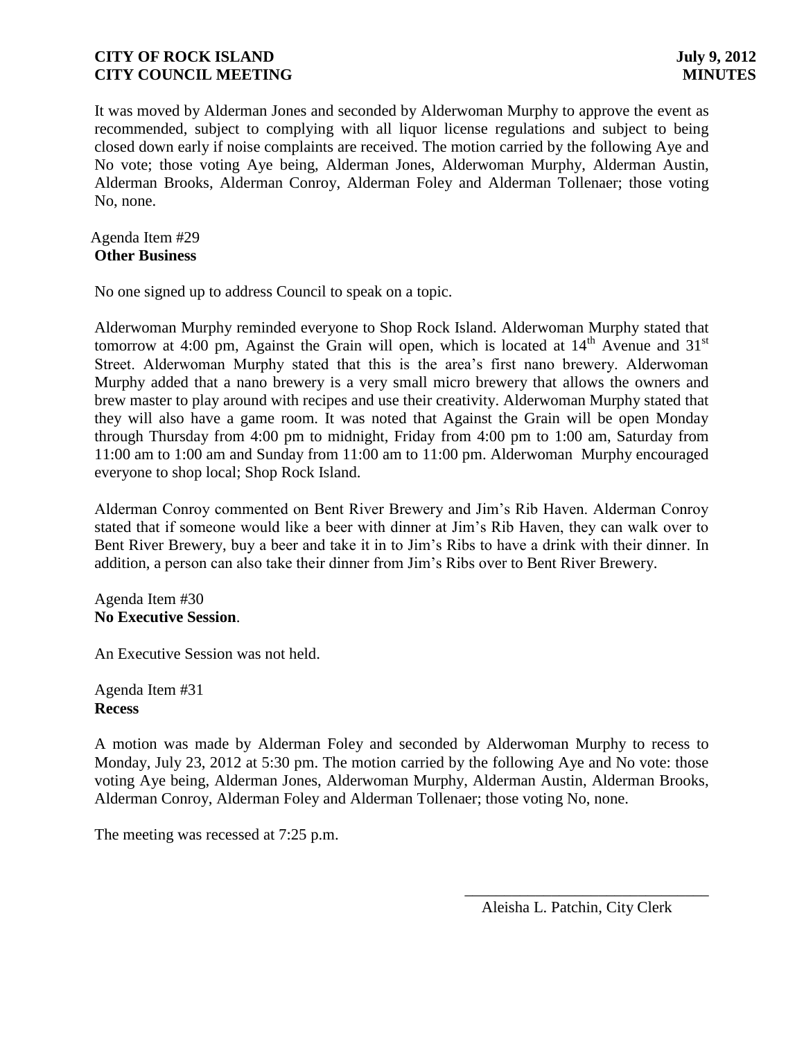It was moved by Alderman Jones and seconded by Alderwoman Murphy to approve the event as recommended, subject to complying with all liquor license regulations and subject to being closed down early if noise complaints are received. The motion carried by the following Aye and No vote; those voting Aye being, Alderman Jones, Alderwoman Murphy, Alderman Austin, Alderman Brooks, Alderman Conroy, Alderman Foley and Alderman Tollenaer; those voting No, none.

Agenda Item #29
**Other Business**

No one signed up to address Council to speak on a topic.

Alderwoman Murphy reminded everyone to Shop Rock Island. Alderwoman Murphy stated that tomorrow at 4:00 pm, Against the Grain will open, which is located at 14th Avenue and 31st Street. Alderwoman Murphy stated that this is the area's first nano brewery. Alderwoman Murphy added that a nano brewery is a very small micro brewery that allows the owners and brew master to play around with recipes and use their creativity. Alderwoman Murphy stated that they will also have a game room. It was noted that Against the Grain will be open Monday through Thursday from 4:00 pm to midnight, Friday from 4:00 pm to 1:00 am, Saturday from 11:00 am to 1:00 am and Sunday from 11:00 am to 11:00 pm. Alderwoman Murphy encouraged everyone to shop local; Shop Rock Island.

Alderman Conroy commented on Bent River Brewery and Jim's Rib Haven. Alderman Conroy stated that if someone would like a beer with dinner at Jim's Rib Haven, they can walk over to Bent River Brewery, buy a beer and take it in to Jim's Ribs to have a drink with their dinner. In addition, a person can also take their dinner from Jim's Ribs over to Bent River Brewery.

Agenda Item #30
**No Executive Session**.

An Executive Session was not held.

Agenda Item #31
**Recess**

A motion was made by Alderman Foley and seconded by Alderwoman Murphy to recess to Monday, July 23, 2012 at 5:30 pm. The motion carried by the following Aye and No vote: those voting Aye being, Alderman Jones, Alderwoman Murphy, Alderman Austin, Alderman Brooks, Alderman Conroy, Alderman Foley and Alderman Tollenaer; those voting No, none.

The meeting was recessed at 7:25 p.m.

\_\_\_\_\_\_\_\_\_\_\_\_\_\_\_\_\_\_\_\_\_\_\_\_\_\_\_\_\_\_\_\_
Aleisha L. Patchin, City Clerk